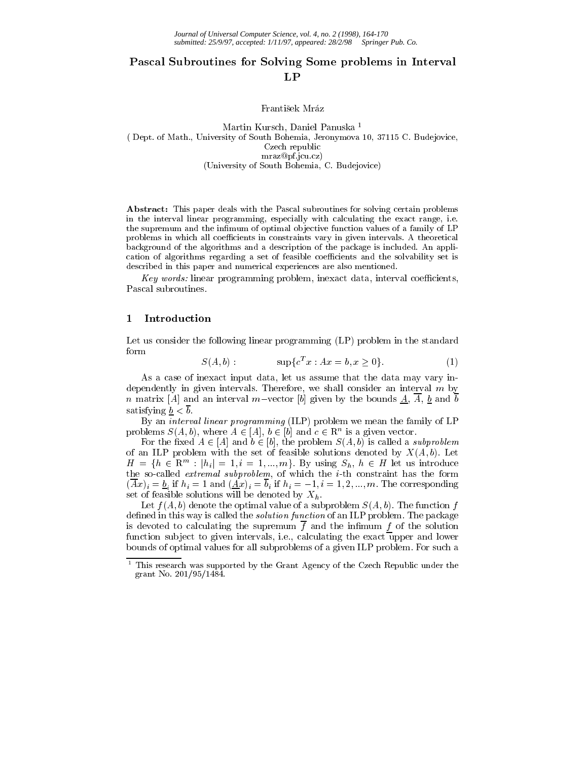# Pascal Subroutines for Solving Some problems in Interval LP

František Mráz

Martin Kursch, Daniel Panuska [1]
( Dept. of Math., University of South Bohemia, Jeronymova 10, 37115 C. Budejovice, Czech republic
mraz@pf.jcu.cz)
(University of South Bohemia, C. Budejovice)

**Abstract:** This paper deals with the Pascal subroutines for solving certain problems in the interval linear programming, especially with calculating the exact range, i.e. the supremum and the infimum of optimal objective function values of a family of LP problems in which all coefficients in constraints vary in given intervals. A theoretical background of the algorithms and a description of the package is included. An application of algorithms regarding a set of feasible coefficients and the solvability set is described in this paper and numerical experiences are also mentioned.

*Key words:* linear programming problem, inexact data, interval coefficients, Pascal subroutines.

## 1 Introduction

Let us consider the following linear programming (LP) problem in the standard form

$$S(A,b): \qquad \sup\{c^T x : Ax = b, x \geq 0\}. \tag{1}$$

As a case of inexact input data, let us assume that the data may vary independently in given intervals. Therefore, we shall consider an interval $m$ by $n$ matrix $[A]$ and an interval $m$−vector $[b]$ given by the bounds $\underline{A}$, $\overline{A}$, $\underline{b}$ and $\overline{b}$ satisfying $\underline{b} < \overline{b}$.

By an *interval linear programming* (ILP) problem we mean the family of LP problems $S(A,b)$, where $A \in [A]$, $b \in [b]$ and $c \in \mathrm{R}^n$ is a given vector.

For the fixed $A \in [A]$ and $b \in [b]$, the problem $S(A,b)$ is called a *subproblem* of an ILP problem with the set of feasible solutions denoted by $X(A,b)$. Let $H = \{h \in \mathrm{R}^m : |h_i| = 1, i = 1, ..., m\}$. By using $S_h$, $h \in H$ let us introduce the so-called *extremal subproblem*, of which the $i$-th constraint has the form $(\overline{A}x)_i = \underline{b}_i$ if $h_i = 1$ and $(\underline{A}x)_i = \overline{b}_i$ if $h_i = -1, i = 1, 2, ..., m$. The corresponding set of feasible solutions will be denoted by $X_h$.

Let $f(A,b)$ denote the optimal value of a subproblem $S(A,b)$. The function $f$ defined in this way is called the *solution function* of an ILP problem. The package is devoted to calculating the supremum $\overline{f}$ and the infimum $\underline{f}$ of the solution function subject to given intervals, i.e., calculating the exact upper and lower bounds of optimal values for all subproblems of a given ILP problem. For such a

[1] This research was supported by the Grant Agency of the Czech Republic under the grant No. 201/95/1484.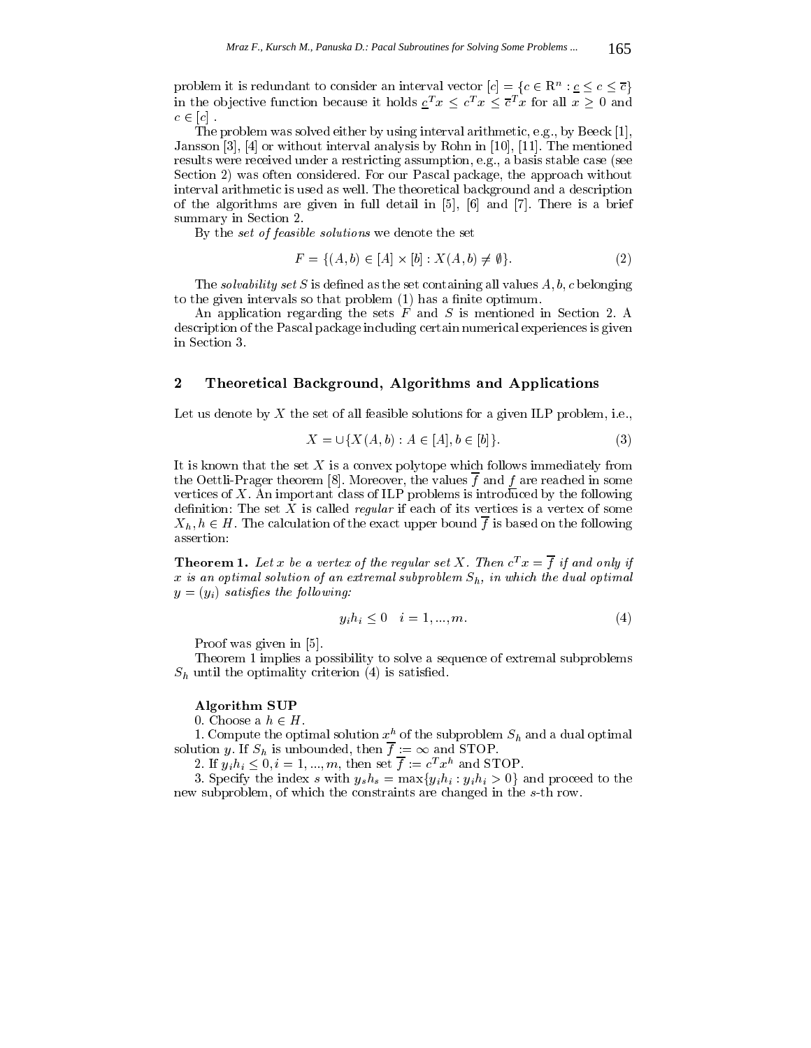problem it is redundant to consider an interval vector $[c] = \{c \in \mathrm{R}^n : \underline{c} \leq c \leq \overline{c}\}$ in the objective function because it holds $\underline{c}^T x \leq c^T x \leq \overline{c}^T x$ for all $x \geq 0$ and $c \in [c]$ .

The problem was solved either by using interval arithmetic, e.g., by Beeck [1], Jansson [3], [4] or without interval analysis by Rohn in [10], [11]. The mentioned results were received under a restricting assumption, e.g., a basis stable case (see Section 2) was often considered. For our Pascal package, the approach without interval arithmetic is used as well. The theoretical background and a description of the algorithms are given in full detail in [5], [6] and [7]. There is a brief summary in Section 2.

By the *set of feasible solutions* we denote the set

$$F = \{(A, b) \in [A] \times [b] : X(A, b) \neq \emptyset\}. \tag{2}$$

The *solvability set* $S$ is defined as the set containing all values $A, b, c$ belonging to the given intervals so that problem (1) has a finite optimum.

An application regarding the sets $F$ and $S$ is mentioned in Section 2. A description of the Pascal package including certain numerical experiences is given in Section 3.

## 2 Theoretical Background, Algorithms and Applications

Let us denote by $X$ the set of all feasible solutions for a given ILP problem, i.e.,

$$X = \cup\{X(A, b) : A \in [A], b \in [b]\}. \tag{3}$$

It is known that the set $X$ is a convex polytope which follows immediately from the Oettli-Prager theorem [8]. Moreover, the values $\overline{f}$ and $\underline{f}$ are reached in some vertices of $X$. An important class of ILP problems is introduced by the following definition: The set $X$ is called *regular* if each of its vertices is a vertex of some $X_h, h \in H$. The calculation of the exact upper bound $\overline{f}$ is based on the following assertion:

**Theorem 1.** *Let $x$ be a vertex of the regular set $X$. Then $c^T x = \overline{f}$ if and only if $x$ is an optimal solution of an extremal subproblem $S_h$, in which the dual optimal $y = (y_i)$ satisfies the following:*

$$y_i h_i \leq 0 \quad i = 1, ..., m. \tag{4}$$

Proof was given in [5].

Theorem 1 implies a possibility to solve a sequence of extremal subproblems $S_h$ until the optimality criterion (4) is satisfied.

**Algorithm SUP**

0. Choose a $h \in H$.

1. Compute the optimal solution $x^h$ of the subproblem $S_h$ and a dual optimal solution $y$. If $S_h$ is unbounded, then $\overline{f} := \infty$ and STOP.

2. If $y_i h_i \leq 0, i = 1, ..., m$, then set $\overline{f} := c^T x^h$ and STOP.

3. Specify the index $s$ with $y_s h_s = \max\{y_i h_i : y_i h_i > 0\}$ and proceed to the new subproblem, of which the constraints are changed in the $s$-th row.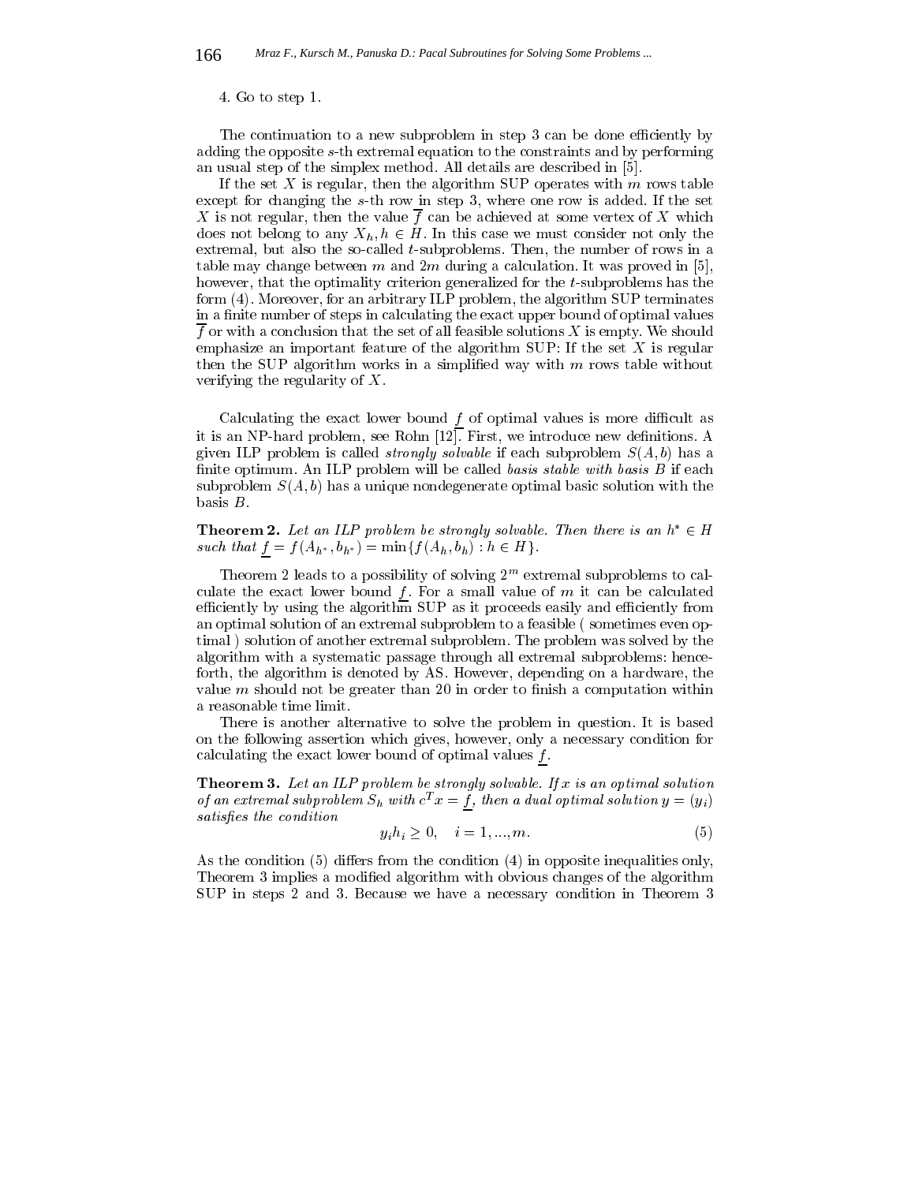4. Go to step 1.

The continuation to a new subproblem in step 3 can be done efficiently by adding the opposite $s$-th extremal equation to the constraints and by performing an usual step of the simplex method. All details are described in [5].

If the set $X$ is regular, then the algorithm SUP operates with $m$ rows table except for changing the $s$-th row in step 3, where one row is added. If the set $X$ is not regular, then the value $\overline{f}$ can be achieved at some vertex of $X$ which does not belong to any $X_h, h \in H$. In this case we must consider not only the extremal, but also the so-called $t$-subproblems. Then, the number of rows in a table may change between $m$ and $2m$ during a calculation. It was proved in [5], however, that the optimality criterion generalized for the $t$-subproblems has the form (4). Moreover, for an arbitrary ILP problem, the algorithm SUP terminates in a finite number of steps in calculating the exact upper bound of optimal values $\overline{f}$ or with a conclusion that the set of all feasible solutions $X$ is empty. We should emphasize an important feature of the algorithm SUP: If the set $X$ is regular then the SUP algorithm works in a simplified way with $m$ rows table without verifying the regularity of $X$.

Calculating the exact lower bound $\underline{f}$ of optimal values is more difficult as it is an NP-hard problem, see Rohn [12]. First, we introduce new definitions. A given ILP problem is called *strongly solvable* if each subproblem $S(A, b)$ has a finite optimum. An ILP problem will be called *basis stable with basis B* if each subproblem $S(A, b)$ has a unique nondegenerate optimal basic solution with the basis $B$.

**Theorem 2.** *Let an ILP problem be strongly solvable. Then there is an $h^* \in H$ such that $\underline{f} = f(A_{h^*}, b_{h^*}) = \min\{f(A_h, b_h) : h \in H\}$.*

Theorem 2 leads to a possibility of solving $2^m$ extremal subproblems to calculate the exact lower bound $\underline{f}$. For a small value of $m$ it can be calculated efficiently by using the algorithm SUP as it proceeds easily and efficiently from an optimal solution of an extremal subproblem to a feasible ( sometimes even optimal ) solution of another extremal subproblem. The problem was solved by the algorithm with a systematic passage through all extremal subproblems: henceforth, the algorithm is denoted by AS. However, depending on a hardware, the value $m$ should not be greater than 20 in order to finish a computation within a reasonable time limit.

There is another alternative to solve the problem in question. It is based on the following assertion which gives, however, only a necessary condition for calculating the exact lower bound of optimal values $\underline{f}$.

**Theorem 3.** *Let an ILP problem be strongly solvable. If $x$ is an optimal solution of an extremal subproblem $S_h$ with $c^T x = \underline{f}$, then a dual optimal solution $y = (y_i)$ satisfies the condition*

$$y_i h_i \geq 0, \quad i = 1, ..., m. \tag{5}$$

As the condition (5) differs from the condition (4) in opposite inequalities only, Theorem 3 implies a modified algorithm with obvious changes of the algorithm SUP in steps 2 and 3. Because we have a necessary condition in Theorem 3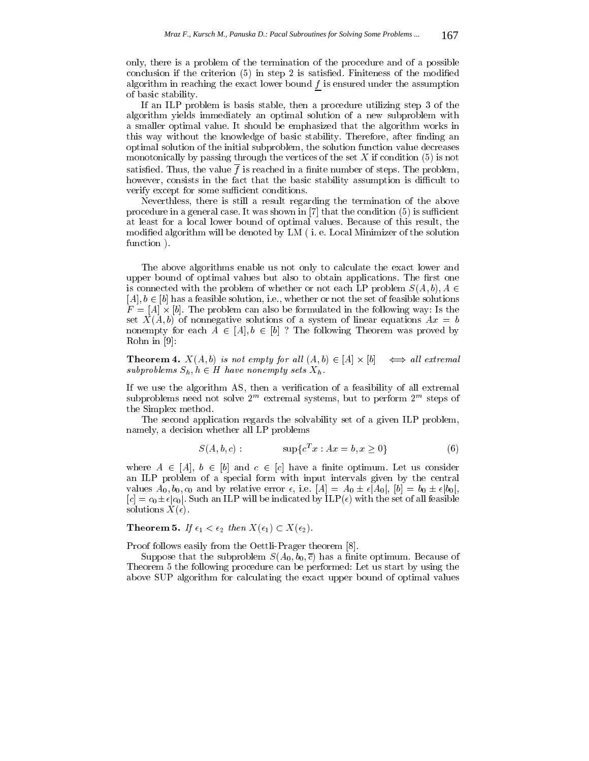only, there is a problem of the termination of the procedure and of a possible conclusion if the criterion (5) in step 2 is satisfied. Finiteness of the modified algorithm in reaching the exact lower bound $\underline{f}$ is ensured under the assumption of basic stability.

If an ILP problem is basis stable, then a procedure utilizing step 3 of the algorithm yields immediately an optimal solution of a new subproblem with a smaller optimal value. It should be emphasized that the algorithm works in this way without the knowledge of basic stability. Therefore, after finding an optimal solution of the initial subproblem, the solution function value decreases monotonically by passing through the vertices of the set $X$ if condition (5) is not satisfied. Thus, the value $\overline{f}$ is reached in a finite number of steps. The problem, however, consists in the fact that the basic stability assumption is difficult to verify except for some sufficient conditions.

Neverthless, there is still a result regarding the termination of the above procedure in a general case. It was shown in [7] that the condition (5) is sufficient at least for a local lower bound of optimal values. Because of this result, the modified algorithm will be denoted by LM ( i. e. Local Minimizer of the solution function ).

The above algorithms enable us not only to calculate the exact lower and upper bound of optimal values but also to obtain applications. The first one is connected with the problem of whether or not each LP problem $S(A,b), A \in [A], b \in [b]$ has a feasible solution, i.e., whether or not the set of feasible solutions $F = [A] \times [b]$. The problem can also be formulated in the following way: Is the set $X(A,b)$ of nonnegative solutions of a system of linear equations $Ax = b$ nonempty for each $A \in [A], b \in [b]$ ? The following Theorem was proved by Rohn in [9]:

**Theorem 4.** *$X(A,b)$ is not empty for all $(A,b) \in [A] \times [b]$ $\iff$ all extremal subproblems $S_h, h \in H$ have nonempty sets $X_h$.*

If we use the algorithm AS, then a verification of a feasibility of all extremal subproblems need not solve $2^m$ extremal systems, but to perform $2^m$ steps of the Simplex method.

The second application regards the solvability set of a given ILP problem, namely, a decision whether all LP problems

$$S(A,b,c): \qquad \sup\{c^T x : Ax = b, x \geq 0\} \tag{6}$$

where $A \in [A]$, $b \in [b]$ and $c \in [c]$ have a finite optimum. Let us consider an ILP problem of a special form with input intervals given by the central values $A_0, b_0, c_0$ and by relative error $\epsilon$, i.e. $[A] = A_0 \pm \epsilon|A_0|$, $[b] = b_0 \pm \epsilon|b_0|$, $[c] = c_0 \pm \epsilon|c_0|$. Such an ILP will be indicated by ILP($\epsilon$) with the set of all feasible solutions $X(\epsilon)$.

**Theorem 5.** *If $\epsilon_1 < \epsilon_2$ then $X(\epsilon_1) \subset X(\epsilon_2)$.*

Proof follows easily from the Oettli-Prager theorem [8].

Suppose that the subproblem $S(A_0, b_0, \overline{c})$ has a finite optimum. Because of Theorem 5 the following procedure can be performed: Let us start by using the above SUP algorithm for calculating the exact upper bound of optimal values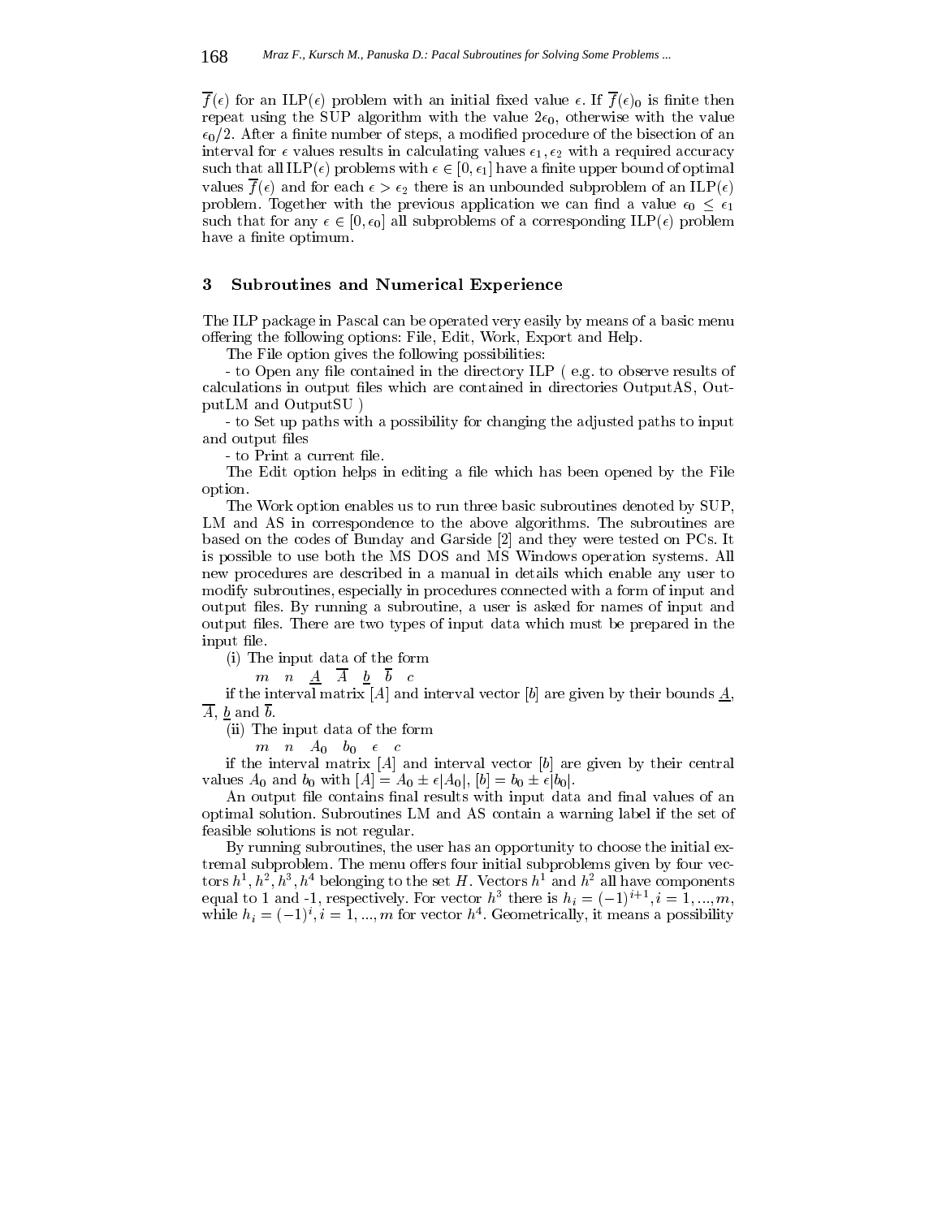$\overline{f}(\epsilon)$ for an ILP($\epsilon$) problem with an initial fixed value $\epsilon$. If $\overline{f}(\epsilon)_0$ is finite then repeat using the SUP algorithm with the value $2\epsilon_0$, otherwise with the value $\epsilon_0/2$. After a finite number of steps, a modified procedure of the bisection of an interval for $\epsilon$ values results in calculating values $\epsilon_1, \epsilon_2$ with a required accuracy such that all ILP($\epsilon$) problems with $\epsilon \in [0, \epsilon_1]$ have a finite upper bound of optimal values $\overline{f}(\epsilon)$ and for each $\epsilon > \epsilon_2$ there is an unbounded subproblem of an ILP($\epsilon$) problem. Together with the previous application we can find a value $\epsilon_0 \leq \epsilon_1$ such that for any $\epsilon \in [0, \epsilon_0]$ all subproblems of a corresponding ILP($\epsilon$) problem have a finite optimum.

## 3 Subroutines and Numerical Experience

The ILP package in Pascal can be operated very easily by means of a basic menu offering the following options: File, Edit, Work, Export and Help.

The File option gives the following possibilities:

- to Open any file contained in the directory ILP ( e.g. to observe results of calculations in output files which are contained in directories OutputAS, OutputLM and OutputSU )

- to Set up paths with a possibility for changing the adjusted paths to input and output files

- to Print a current file.

The Edit option helps in editing a file which has been opened by the File option.

The Work option enables us to run three basic subroutines denoted by SUP, LM and AS in correspondence to the above algorithms. The subroutines are based on the codes of Bunday and Garside [2] and they were tested on PCs. It is possible to use both the MS DOS and MS Windows operation systems. All new procedures are described in a manual in details which enable any user to modify subroutines, especially in procedures connected with a form of input and output files. By running a subroutine, a user is asked for names of input and output files. There are two types of input data which must be prepared in the input file.

(i) The input data of the form

$m \quad n \quad \underline{A} \quad \overline{A} \quad \underline{b} \quad \overline{b} \quad c$

if the interval matrix $[A]$ and interval vector $[b]$ are given by their bounds $\underline{A}$, $\overline{A}$, $\underline{b}$ and $\overline{b}$.

(ii) The input data of the form

$m \quad n \quad A_0 \quad b_0 \quad \epsilon \quad c$

if the interval matrix $[A]$ and interval vector $[b]$ are given by their central values $A_0$ and $b_0$ with $[A] = A_0 \pm \epsilon|A_0|$, $[b] = b_0 \pm \epsilon|b_0|$.

An output file contains final results with input data and final values of an optimal solution. Subroutines LM and AS contain a warning label if the set of feasible solutions is not regular.

By running subroutines, the user has an opportunity to choose the initial extremal subproblem. The menu offers four initial subproblems given by four vectors $h^1, h^2, h^3, h^4$ belonging to the set $H$. Vectors $h^1$ and $h^2$ all have components equal to 1 and -1, respectively. For vector $h^3$ there is $h_i = (-1)^{i+1}, i = 1, ..., m$, while $h_i = (-1)^i, i = 1, ..., m$ for vector $h^4$. Geometrically, it means a possibility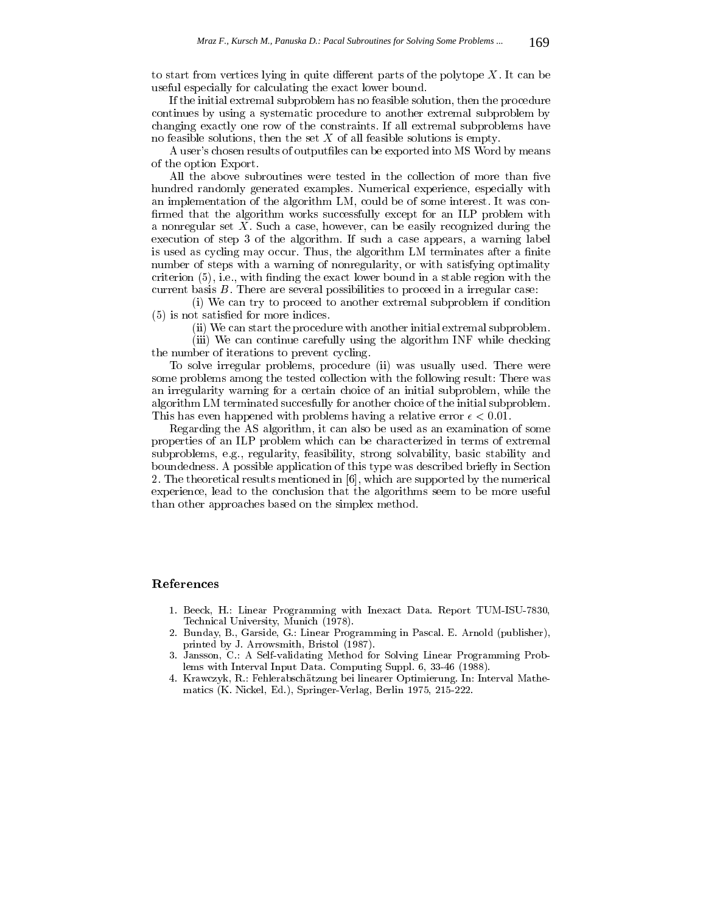to start from vertices lying in quite different parts of the polytope $X$. It can be useful especially for calculating the exact lower bound.

If the initial extremal subproblem has no feasible solution, then the procedure continues by using a systematic procedure to another extremal subproblem by changing exactly one row of the constraints. If all extremal subproblems have no feasible solutions, then the set $X$ of all feasible solutions is empty.

A user's chosen results of outputfiles can be exported into MS Word by means of the option Export.

All the above subroutines were tested in the collection of more than five hundred randomly generated examples. Numerical experience, especially with an implementation of the algorithm LM, could be of some interest. It was confirmed that the algorithm works successfully except for an ILP problem with a nonregular set $X$. Such a case, however, can be easily recognized during the execution of step 3 of the algorithm. If such a case appears, a warning label is used as cycling may occur. Thus, the algorithm LM terminates after a finite number of steps with a warning of nonregularity, or with satisfying optimality criterion (5), i.e., with finding the exact lower bound in a stable region with the current basis $B$. There are several possibilities to proceed in a irregular case:

(i) We can try to proceed to another extremal subproblem if condition (5) is not satisfied for more indices.

(ii) We can start the procedure with another initial extremal subproblem.

(iii) We can continue carefully using the algorithm INF while checking the number of iterations to prevent cycling.

To solve irregular problems, procedure (ii) was usually used. There were some problems among the tested collection with the following result: There was an irregularity warning for a certain choice of an initial subproblem, while the algorithm LM terminated succesfully for another choice of the initial subproblem. This has even happened with problems having a relative error $\epsilon < 0.01$.

Regarding the AS algorithm, it can also be used as an examination of some properties of an ILP problem which can be characterized in terms of extremal subproblems, e.g., regularity, feasibility, strong solvability, basic stability and boundedness. A possible application of this type was described briefly in Section 2. The theoretical results mentioned in [6], which are supported by the numerical experience, lead to the conclusion that the algorithms seem to be more useful than other approaches based on the simplex method.

## References

1. Beeck, H.: Linear Programming with Inexact Data. Report TUM-ISU-7830, Technical University, Munich (1978).
2. Bunday, B., Garside, G.: Linear Programming in Pascal. E. Arnold (publisher), printed by J. Arrowsmith, Bristol (1987).
3. Jansson, C.: A Self-validating Method for Solving Linear Programming Problems with Interval Input Data. Computing Suppl. 6, 33-46 (1988).
4. Krawczyk, R.: Fehlerabschätzung bei linearer Optimierung. In: Interval Mathematics (K. Nickel, Ed.), Springer-Verlag, Berlin 1975, 215-222.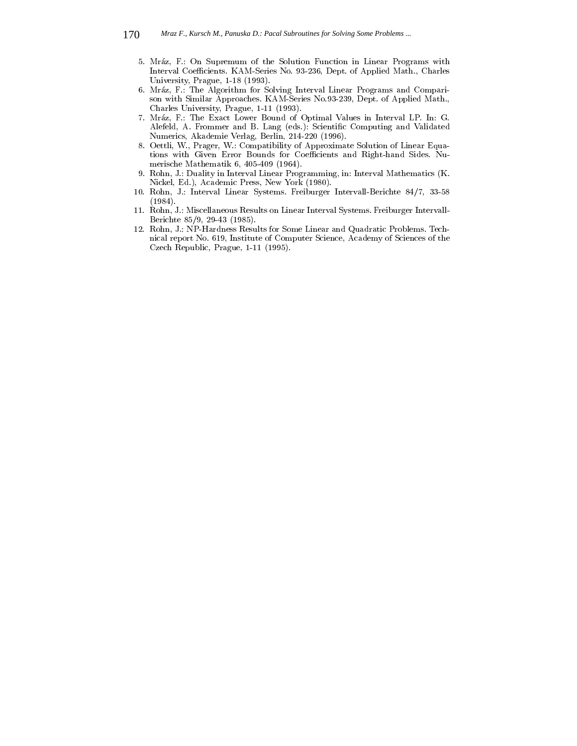5. Mráz, F.: On Supremum of the Solution Function in Linear Programs with Interval Coefficients. KAM-Series No. 93-236, Dept. of Applied Math., Charles University, Prague, 1-18 (1993).
6. Mráz, F.: The Algorithm for Solving Interval Linear Programs and Comparison with Similar Approaches. KAM-Series No.93-239, Dept. of Applied Math., Charles University, Prague, 1-11 (1993).
7. Mráz, F.: The Exact Lower Bound of Optimal Values in Interval LP. In: G. Alefeld, A. Frommer and B. Lang (eds.): Scientific Computing and Validated Numerics, Akademie Verlag, Berlin, 214-220 (1996).
8. Oettli, W., Prager, W.: Compatibility of Approximate Solution of Linear Equations with Given Error Bounds for Coefficients and Right-hand Sides. Numerische Mathematik 6, 405-409 (1964).
9. Rohn, J.: Duality in Interval Linear Programming, in: Interval Mathematics (K. Nickel, Ed.), Academic Press, New York (1980).
10. Rohn, J.: Interval Linear Systems. Freiburger Intervall-Berichte 84/7, 33-58 (1984).
11. Rohn, J.: Miscellaneous Results on Linear Interval Systems. Freiburger Intervall-Berichte 85/9, 29-43 (1985).
12. Rohn, J.: NP-Hardness Results for Some Linear and Quadratic Problems. Technical report No. 619, Institute of Computer Science, Academy of Sciences of the Czech Republic, Prague, 1-11 (1995).